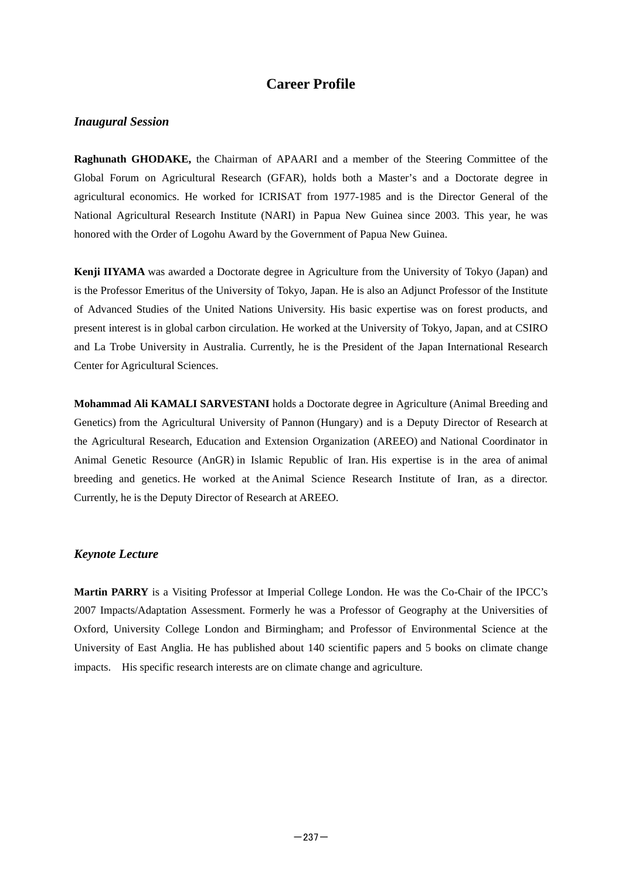# Career Profile

### *Inaugural Session*

**Raghunath GHODAKE,** the Chairman of APAARI and a member of the Steering Committee of the Global Forum on Agricultural Research (GFAR), holds both a Master's and a Doctorate degree in agricultural economics. He worked for ICRISAT from 1977-1985 and is the Director General of the National Agricultural Research Institute (NARI) in Papua New Guinea since 2003. This year, he was honored with the Order of Logohu Award by the Government of Papua New Guinea.

**Kenji IIYAMA** was awarded a Doctorate degree in Agriculture from the University of Tokyo (Japan) and is the Professor Emeritus of the University of Tokyo, Japan. He is also an Adjunct Professor of the Institute of Advanced Studies of the United Nations University. His basic expertise was on forest products, and present interest is in global carbon circulation. He worked at the University of Tokyo, Japan, and at CSIRO and La Trobe University in Australia. Currently, he is the President of the Japan International Research Center for Agricultural Sciences.

**Mohammad Ali KAMALI SARVESTANI** holds a Doctorate degree in Agriculture (Animal Breeding and Genetics) from the Agricultural University of Pannon (Hungary) and is a Deputy Director of Research at the Agricultural Research, Education and Extension Organization (AREEO) and National Coordinator in Animal Genetic Resource (AnGR) in Islamic Republic of Iran. His expertise is in the area of animal breeding and genetics. He worked at the Animal Science Research Institute of Iran, as a director. Currently, he is the Deputy Director of Research at AREEO.

### *Keynote Lecture*

**Martin PARRY** is a Visiting Professor at Imperial College London. He was the Co-Chair of the IPCC's 2007 Impacts/Adaptation Assessment. Formerly he was a Professor of Geography at the Universities of Oxford, University College London and Birmingham; and Professor of Environmental Science at the University of East Anglia. He has published about 140 scientific papers and 5 books on climate change impacts. His specific research interests are on climate change and agriculture.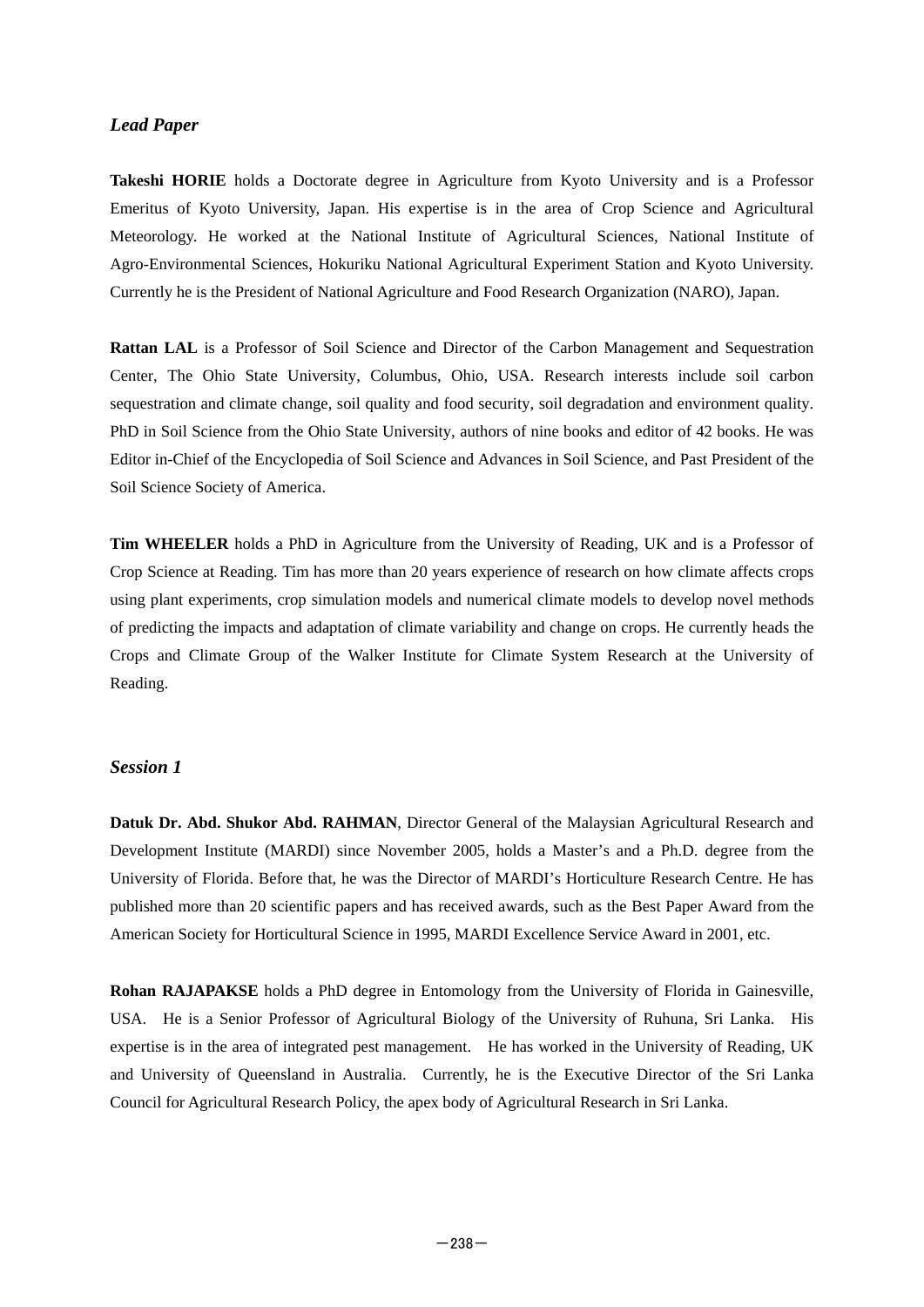## *Lead Paper*

**Takeshi HORIE** holds a Doctorate degree in Agriculture from Kyoto University and is a Professor Emeritus of Kyoto University, Japan. His expertise is in the area of Crop Science and Agricultural Meteorology. He worked at the National Institute of Agricultural Sciences, National Institute of Agro-Environmental Sciences, Hokuriku National Agricultural Experiment Station and Kyoto University. Currently he is the President of National Agriculture and Food Research Organization (NARO), Japan.

**Rattan LAL** is a Professor of Soil Science and Director of the Carbon Management and Sequestration Center, The Ohio State University, Columbus, Ohio, USA. Research interests include soil carbon sequestration and climate change, soil quality and food security, soil degradation and environment quality. PhD in Soil Science from the Ohio State University, authors of nine books and editor of 42 books. He was Editor in-Chief of the Encyclopedia of Soil Science and Advances in Soil Science, and Past President of the Soil Science Society of America.

**Tim WHEELER** holds a PhD in Agriculture from the University of Reading, UK and is a Professor of Crop Science at Reading. Tim has more than 20 years experience of research on how climate affects crops using plant experiments, crop simulation models and numerical climate models to develop novel methods of predicting the impacts and adaptation of climate variability and change on crops. He currently heads the Crops and Climate Group of the Walker Institute for Climate System Research at the University of Reading.

## *Session 1*

**Datuk Dr. Abd. Shukor Abd. RAHMAN**, Director General of the Malaysian Agricultural Research and Development Institute (MARDI) since November 2005, holds a Master's and a Ph.D. degree from the University of Florida. Before that, he was the Director of MARDI's Horticulture Research Centre. He has published more than 20 scientific papers and has received awards, such as the Best Paper Award from the American Society for Horticultural Science in 1995, MARDI Excellence Service Award in 2001, etc.

**Rohan RAJAPAKSE** holds a PhD degree in Entomology from the University of Florida in Gainesville, USA. He is a Senior Professor of Agricultural Biology of the University of Ruhuna, Sri Lanka. His expertise is in the area of integrated pest management. He has worked in the University of Reading, UK and University of Queensland in Australia. Currently, he is the Executive Director of the Sri Lanka Council for Agricultural Research Policy, the apex body of Agricultural Research in Sri Lanka.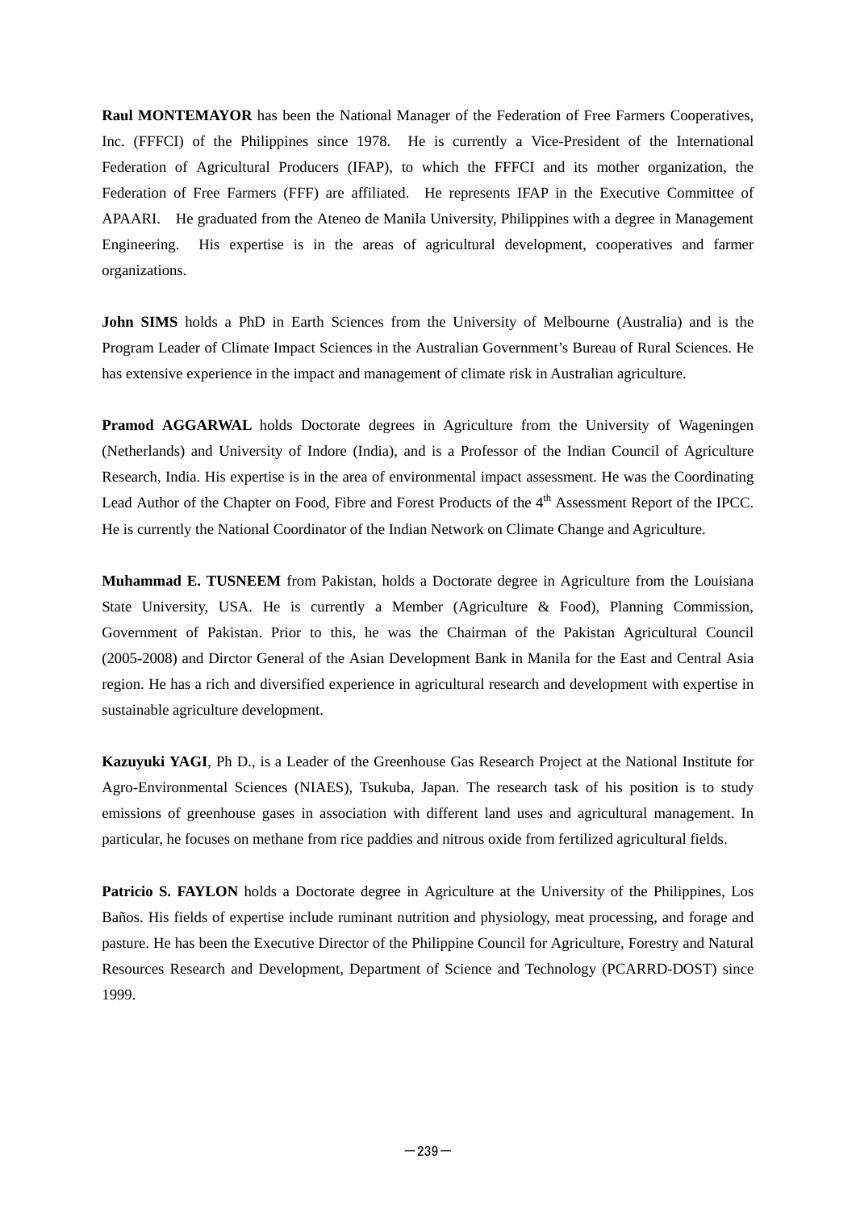**Raul MONTEMAYOR** has been the National Manager of the Federation of Free Farmers Cooperatives, Inc. (FFFCI) of the Philippines since 1978. He is currently a Vice-President of the International Federation of Agricultural Producers (IFAP), to which the FFFCI and its mother organization, the Federation of Free Farmers (FFF) are affiliated. He represents IFAP in the Executive Committee of APAARI. He graduated from the Ateneo de Manila University, Philippines with a degree in Management Engineering. His expertise is in the areas of agricultural development, cooperatives and farmer organizations.

**John SIMS** holds a PhD in Earth Sciences from the University of Melbourne (Australia) and is the Program Leader of Climate Impact Sciences in the Australian Government's Bureau of Rural Sciences. He has extensive experience in the impact and management of climate risk in Australian agriculture.

**Pramod AGGARWAL** holds Doctorate degrees in Agriculture from the University of Wageningen (Netherlands) and University of Indore (India), and is a Professor of the Indian Council of Agriculture Research, India. His expertise is in the area of environmental impact assessment. He was the Coordinating Lead Author of the Chapter on Food, Fibre and Forest Products of the 4th Assessment Report of the IPCC. He is currently the National Coordinator of the Indian Network on Climate Change and Agriculture.

**Muhammad E. TUSNEEM** from Pakistan, holds a Doctorate degree in Agriculture from the Louisiana State University, USA. He is currently a Member (Agriculture & Food), Planning Commission, Government of Pakistan. Prior to this, he was the Chairman of the Pakistan Agricultural Council (2005-2008) and Dirctor General of the Asian Development Bank in Manila for the East and Central Asia region. He has a rich and diversified experience in agricultural research and development with expertise in sustainable agriculture development.

**Kazuyuki YAGI**, Ph D., is a Leader of the Greenhouse Gas Research Project at the National Institute for Agro-Environmental Sciences (NIAES), Tsukuba, Japan. The research task of his position is to study emissions of greenhouse gases in association with different land uses and agricultural management. In particular, he focuses on methane from rice paddies and nitrous oxide from fertilized agricultural fields.

**Patricio S. FAYLON** holds a Doctorate degree in Agriculture at the University of the Philippines, Los Baños. His fields of expertise include ruminant nutrition and physiology, meat processing, and forage and pasture. He has been the Executive Director of the Philippine Council for Agriculture, Forestry and Natural Resources Research and Development, Department of Science and Technology (PCARRD-DOST) since 1999.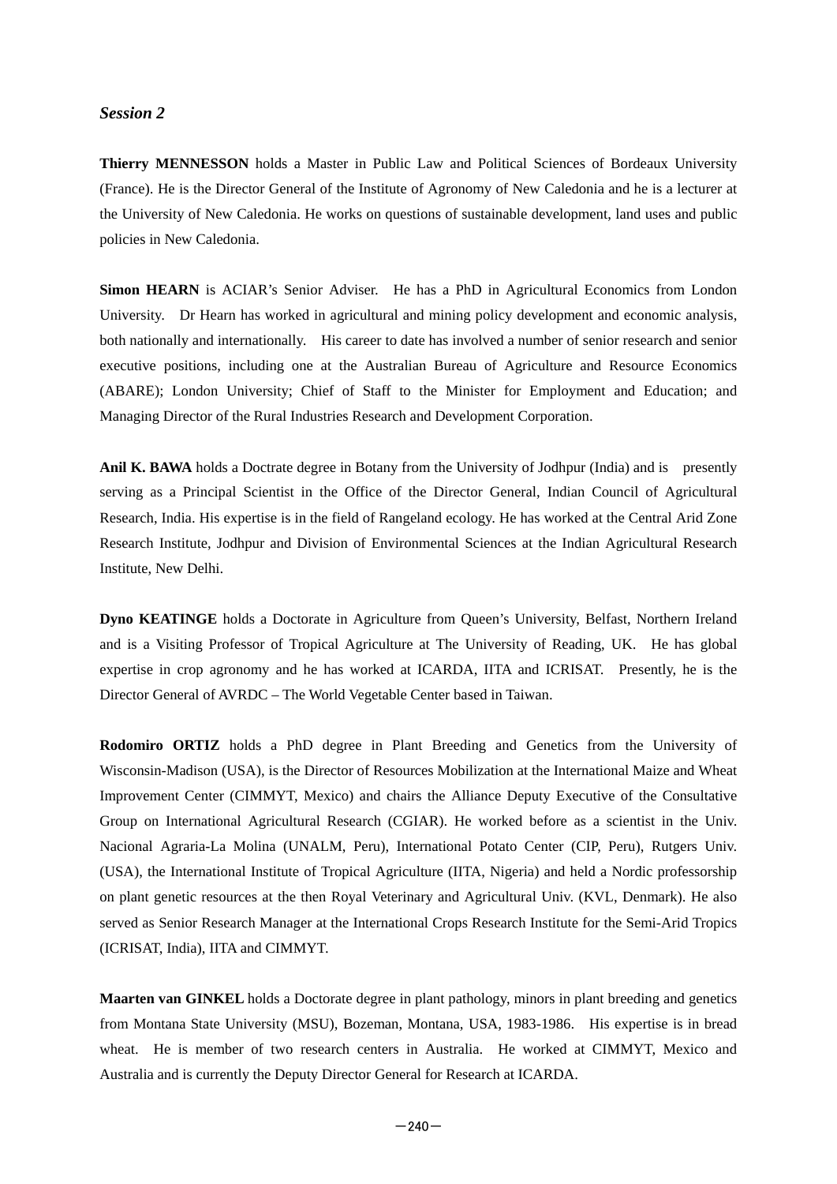### *Session 2*

**Thierry MENNESSON** holds a Master in Public Law and Political Sciences of Bordeaux University (France). He is the Director General of the Institute of Agronomy of New Caledonia and he is a lecturer at the University of New Caledonia. He works on questions of sustainable development, land uses and public policies in New Caledonia.

**Simon HEARN** is ACIAR's Senior Adviser. He has a PhD in Agricultural Economics from London University. Dr Hearn has worked in agricultural and mining policy development and economic analysis, both nationally and internationally. His career to date has involved a number of senior research and senior executive positions, including one at the Australian Bureau of Agriculture and Resource Economics (ABARE); London University; Chief of Staff to the Minister for Employment and Education; and Managing Director of the Rural Industries Research and Development Corporation.

**Anil K. BAWA** holds a Doctrate degree in Botany from the University of Jodhpur (India) and is presently serving as a Principal Scientist in the Office of the Director General, Indian Council of Agricultural Research, India. His expertise is in the field of Rangeland ecology. He has worked at the Central Arid Zone Research Institute, Jodhpur and Division of Environmental Sciences at the Indian Agricultural Research Institute, New Delhi.

**Dyno KEATINGE** holds a Doctorate in Agriculture from Queen's University, Belfast, Northern Ireland and is a Visiting Professor of Tropical Agriculture at The University of Reading, UK. He has global expertise in crop agronomy and he has worked at ICARDA, IITA and ICRISAT. Presently, he is the Director General of AVRDC – The World Vegetable Center based in Taiwan.

**Rodomiro ORTIZ** holds a PhD degree in Plant Breeding and Genetics from the University of Wisconsin-Madison (USA), is the Director of Resources Mobilization at the International Maize and Wheat Improvement Center (CIMMYT, Mexico) and chairs the Alliance Deputy Executive of the Consultative Group on International Agricultural Research (CGIAR). He worked before as a scientist in the Univ. Nacional Agraria-La Molina (UNALM, Peru), International Potato Center (CIP, Peru), Rutgers Univ. (USA), the International Institute of Tropical Agriculture (IITA, Nigeria) and held a Nordic professorship on plant genetic resources at the then Royal Veterinary and Agricultural Univ. (KVL, Denmark). He also served as Senior Research Manager at the International Crops Research Institute for the Semi-Arid Tropics (ICRISAT, India), IITA and CIMMYT.

**Maarten van GINKEL** holds a Doctorate degree in plant pathology, minors in plant breeding and genetics from Montana State University (MSU), Bozeman, Montana, USA, 1983-1986. His expertise is in bread wheat. He is member of two research centers in Australia. He worked at CIMMYT, Mexico and Australia and is currently the Deputy Director General for Research at ICARDA.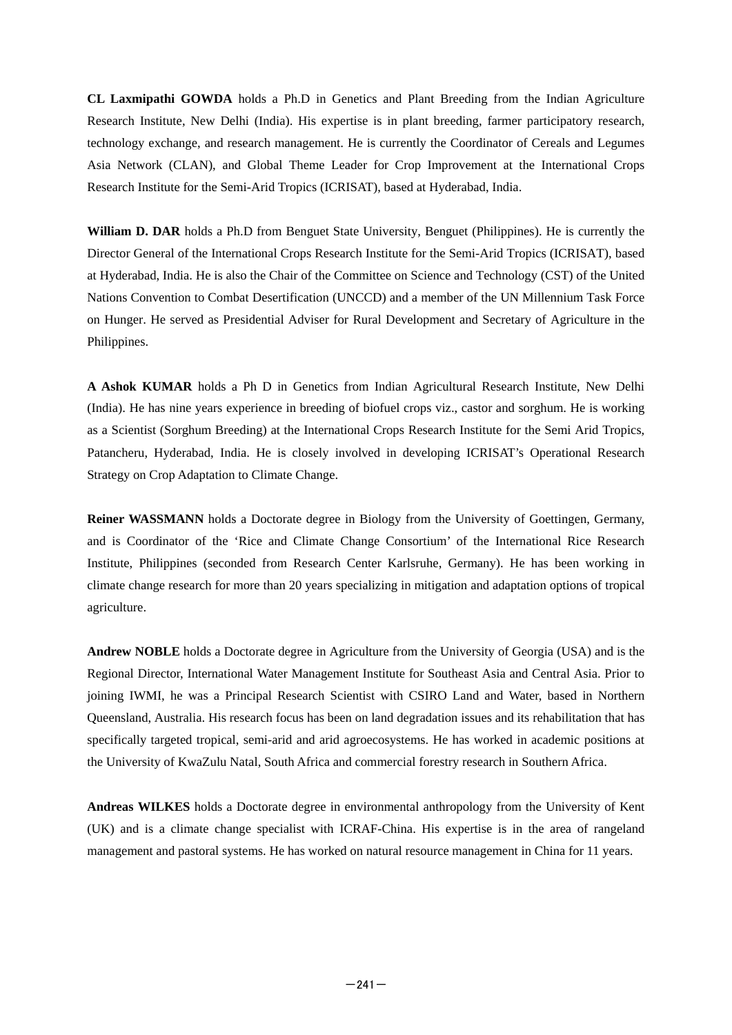**CL Laxmipathi GOWDA** holds a Ph.D in Genetics and Plant Breeding from the Indian Agriculture Research Institute, New Delhi (India). His expertise is in plant breeding, farmer participatory research, technology exchange, and research management. He is currently the Coordinator of Cereals and Legumes Asia Network (CLAN), and Global Theme Leader for Crop Improvement at the International Crops Research Institute for the Semi-Arid Tropics (ICRISAT), based at Hyderabad, India.

**William D. DAR** holds a Ph.D from Benguet State University, Benguet (Philippines). He is currently the Director General of the International Crops Research Institute for the Semi-Arid Tropics (ICRISAT), based at Hyderabad, India. He is also the Chair of the Committee on Science and Technology (CST) of the United Nations Convention to Combat Desertification (UNCCD) and a member of the UN Millennium Task Force on Hunger. He served as Presidential Adviser for Rural Development and Secretary of Agriculture in the Philippines.

**A Ashok KUMAR** holds a Ph D in Genetics from Indian Agricultural Research Institute, New Delhi (India). He has nine years experience in breeding of biofuel crops viz., castor and sorghum. He is working as a Scientist (Sorghum Breeding) at the International Crops Research Institute for the Semi Arid Tropics, Patancheru, Hyderabad, India. He is closely involved in developing ICRISAT's Operational Research Strategy on Crop Adaptation to Climate Change.

**Reiner WASSMANN** holds a Doctorate degree in Biology from the University of Goettingen, Germany, and is Coordinator of the 'Rice and Climate Change Consortium' of the International Rice Research Institute, Philippines (seconded from Research Center Karlsruhe, Germany). He has been working in climate change research for more than 20 years specializing in mitigation and adaptation options of tropical agriculture.

**Andrew NOBLE** holds a Doctorate degree in Agriculture from the University of Georgia (USA) and is the Regional Director, International Water Management Institute for Southeast Asia and Central Asia. Prior to joining IWMI, he was a Principal Research Scientist with CSIRO Land and Water, based in Northern Queensland, Australia. His research focus has been on land degradation issues and its rehabilitation that has specifically targeted tropical, semi-arid and arid agroecosystems. He has worked in academic positions at the University of KwaZulu Natal, South Africa and commercial forestry research in Southern Africa.

**Andreas WILKES** holds a Doctorate degree in environmental anthropology from the University of Kent (UK) and is a climate change specialist with ICRAF-China. His expertise is in the area of rangeland management and pastoral systems. He has worked on natural resource management in China for 11 years.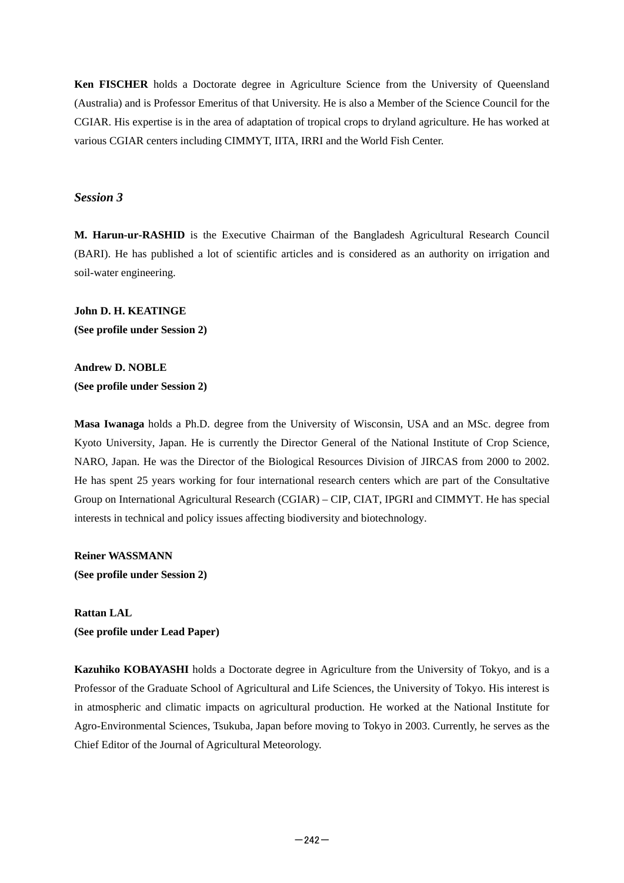**Ken FISCHER** holds a Doctorate degree in Agriculture Science from the University of Queensland (Australia) and is Professor Emeritus of that University. He is also a Member of the Science Council for the CGIAR. His expertise is in the area of adaptation of tropical crops to dryland agriculture. He has worked at various CGIAR centers including CIMMYT, IITA, IRRI and the World Fish Center.

### *Session 3*

**M. Harun-ur-RASHID** is the Executive Chairman of the Bangladesh Agricultural Research Council (BARI). He has published a lot of scientific articles and is considered as an authority on irrigation and soil-water engineering.

**John D. H. KEATINGE**
**(See profile under Session 2)**

**Andrew D. NOBLE**
**(See profile under Session 2)**

**Masa Iwanaga** holds a Ph.D. degree from the University of Wisconsin, USA and an MSc. degree from Kyoto University, Japan. He is currently the Director General of the National Institute of Crop Science, NARO, Japan. He was the Director of the Biological Resources Division of JIRCAS from 2000 to 2002. He has spent 25 years working for four international research centers which are part of the Consultative Group on International Agricultural Research (CGIAR) – CIP, CIAT, IPGRI and CIMMYT. He has special interests in technical and policy issues affecting biodiversity and biotechnology.

**Reiner WASSMANN**
**(See profile under Session 2)**

**Rattan LAL**
**(See profile under Lead Paper)**

**Kazuhiko KOBAYASHI** holds a Doctorate degree in Agriculture from the University of Tokyo, and is a Professor of the Graduate School of Agricultural and Life Sciences, the University of Tokyo. His interest is in atmospheric and climatic impacts on agricultural production. He worked at the National Institute for Agro-Environmental Sciences, Tsukuba, Japan before moving to Tokyo in 2003. Currently, he serves as the Chief Editor of the Journal of Agricultural Meteorology.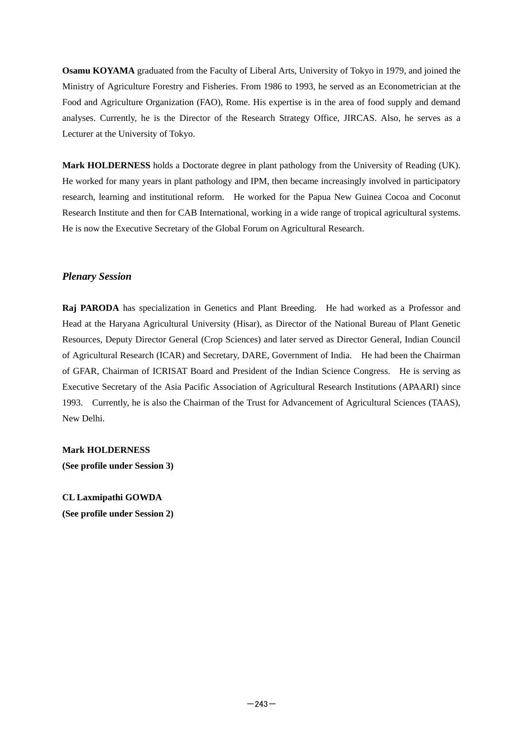**Osamu KOYAMA** graduated from the Faculty of Liberal Arts, University of Tokyo in 1979, and joined the Ministry of Agriculture Forestry and Fisheries. From 1986 to 1993, he served as an Econometrician at the Food and Agriculture Organization (FAO), Rome. His expertise is in the area of food supply and demand analyses. Currently, he is the Director of the Research Strategy Office, JIRCAS. Also, he serves as a Lecturer at the University of Tokyo.

**Mark HOLDERNESS** holds a Doctorate degree in plant pathology from the University of Reading (UK). He worked for many years in plant pathology and IPM, then became increasingly involved in participatory research, learning and institutional reform. He worked for the Papua New Guinea Cocoa and Coconut Research Institute and then for CAB International, working in a wide range of tropical agricultural systems. He is now the Executive Secretary of the Global Forum on Agricultural Research.

## *Plenary Session*

**Raj PARODA** has specialization in Genetics and Plant Breeding. He had worked as a Professor and Head at the Haryana Agricultural University (Hisar), as Director of the National Bureau of Plant Genetic Resources, Deputy Director General (Crop Sciences) and later served as Director General, Indian Council of Agricultural Research (ICAR) and Secretary, DARE, Government of India. He had been the Chairman of GFAR, Chairman of ICRISAT Board and President of the Indian Science Congress. He is serving as Executive Secretary of the Asia Pacific Association of Agricultural Research Institutions (APAARI) since 1993. Currently, he is also the Chairman of the Trust for Advancement of Agricultural Sciences (TAAS), New Delhi.

**Mark HOLDERNESS**
**(See profile under Session 3)**

**CL Laxmipathi GOWDA**
**(See profile under Session 2)**